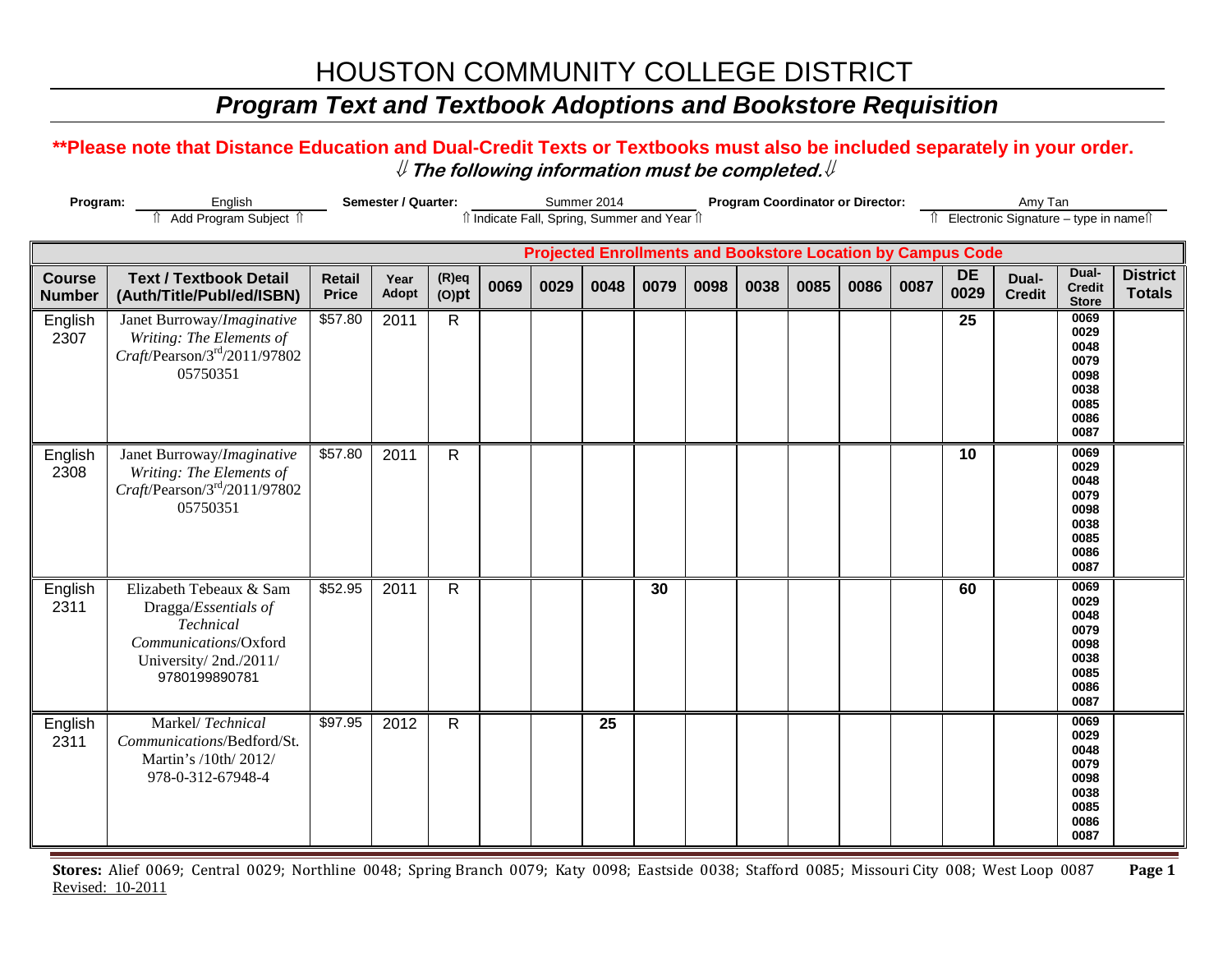# HOUSTON COMMUNITY COLLEGE DISTRICT

## *Program Text and Textbook Adoptions and Bookstore Requisition*

**\*\*Please note that Distance Education and Dual-Credit Texts or Textbooks must also be included separately in your order.**
***⇓ The following information must be completed.⇓***

**Program:** English
⇑ Add Program Subject ⇑

**Semester / Quarter:** Summer 2014
⇑ Indicate Fall, Spring, Summer and Year ⇑

**Program Coordinator or Director:** Amy Tan
⇑ Electronic Signature – type in name⇑

| | | | | | Projected Enrollments and Bookstore Location by Campus Code | | | | | | | | | | | | |
|---|---|---|---|---|---|---|---|---|---|---|---|---|---|---|---|---|---|
| **Course Number** | **Text / Textbook Detail (Auth/Title/Publ/ed/ISBN)** | **Retail Price** | **Year Adopt** | **(R)eq (O)pt** | **0069** | **0029** | **0048** | **0079** | **0098** | **0038** | **0085** | **0086** | **0087** | **DE 0029** | **Dual-Credit** | **Dual-Credit Store** | **District Totals** |
| English 2307 | Janet Burroway/*Imaginative Writing: The Elements of Craft*/Pearson/3rd/2011/9780205750351 | $57.80 | 2011 | R | | | | | | | | | | 25 | | 0069 0029 0048 0079 0098 0038 0085 0086 0087 | |
| English 2308 | Janet Burroway/*Imaginative Writing: The Elements of Craft*/Pearson/3rd/2011/9780205750351 | $57.80 | 2011 | R | | | | | | | | | | 10 | | 0069 0029 0048 0079 0098 0038 0085 0086 0087 | |
| English 2311 | Elizabeth Tebeaux & Sam Dragga/*Essentials of Technical Communications*/Oxford University/ 2nd./2011/ 9780199890781 | $52.95 | 2011 | R | | | | 30 | | | | | | 60 | | 0069 0029 0048 0079 0098 0038 0085 0086 0087 | |
| English 2311 | Markel/ *Technical Communications*/Bedford/St. Martin's /10th/ 2012/ 978-0-312-67948-4 | $97.95 | 2012 | R | | | 25 | | | | | | | | | 0069 0029 0048 0079 0098 0038 0085 0086 0087 | |

**Stores:** Alief 0069; Central 0029; Northline 0048; Spring Branch 0079; Katy 0098; Eastside 0038; Stafford 0085; Missouri City 008; West Loop 0087

Revised: 10-2011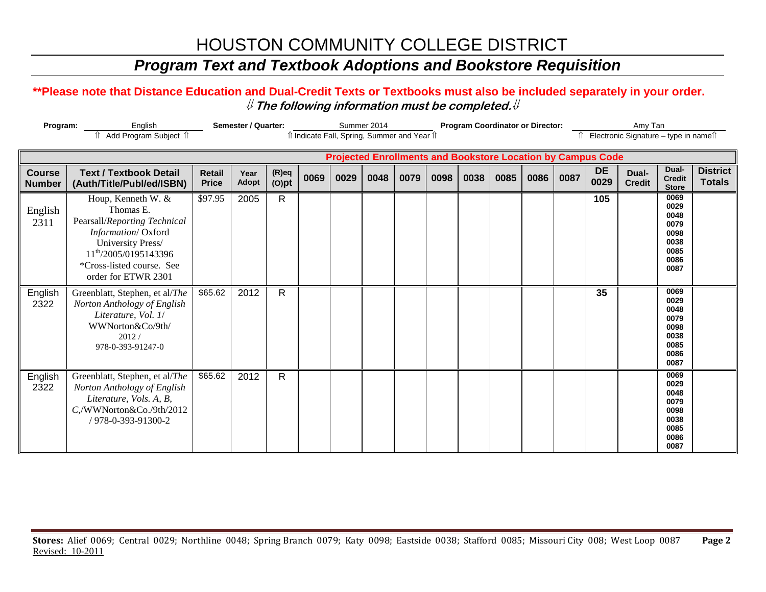# HOUSTON COMMUNITY COLLEGE DISTRICT

## *Program Text and Textbook Adoptions and Bookstore Requisition*

**\*\*Please note that Distance Education and Dual-Credit Texts or Textbooks must also be included separately in your order.**

**⇓ *The following information must be completed.* ⇓**

**Program:** English (⇑ Add Program Subject ⇑) **Semester / Quarter:** Summer 2014 (⇑ Indicate Fall, Spring, Summer and Year ⇑) **Program Coordinator or Director:** Amy Tan (⇑ Electronic Signature – type in name ⇑)

| | | | | | Projected Enrollments and Bookstore Location by Campus Code | | | | | | | | | | | | |
|---|---|---|---|---|---|---|---|---|---|---|---|---|---|---|---|---|---|
| **Course Number** | **Text / Textbook Detail (Auth/Title/Publ/ed/ISBN)** | **Retail Price** | **Year Adopt** | **(R)eq (O)pt** | **0069** | **0029** | **0048** | **0079** | **0098** | **0038** | **0085** | **0086** | **0087** | **DE 0029** | **Dual-Credit** | **Dual-Credit Store** | **District Totals** |
| English 2311 | Houp, Kenneth W. & Thomas E. Pearsall/*Reporting Technical Information*/ Oxford University Press/ 11th/2005/0195143396 *Cross-listed course. See order for ETWR 2301 | $97.95 | 2005 | R | | | | | | | | | | 105 | | 0069 0029 0048 0079 0098 0038 0085 0086 0087 | |
| English 2322 | Greenblatt, Stephen, et al/*The Norton Anthology of English Literature, Vol. 1*/ WWNorton&Co/9th/ 2012 / 978-0-393-91247-0 | $65.62 | 2012 | R | | | | | | | | | | 35 | | 0069 0029 0048 0079 0098 0038 0085 0086 0087 | |
| English 2322 | Greenblatt, Stephen, et al/*The Norton Anthology of English Literature, Vols. A, B, C*,/WWNorton&Co./9th/2012 / 978-0-393-91300-2 | $65.62 | 2012 | R | | | | | | | | | | | | 0069 0029 0048 0079 0098 0038 0085 0086 0087 | |

**Stores:** Alief 0069; Central 0029; Northline 0048; Spring Branch 0079; Katy 0098; Eastside 0038; Stafford 0085; Missouri City 008; West Loop 0087

Revised: 10-2011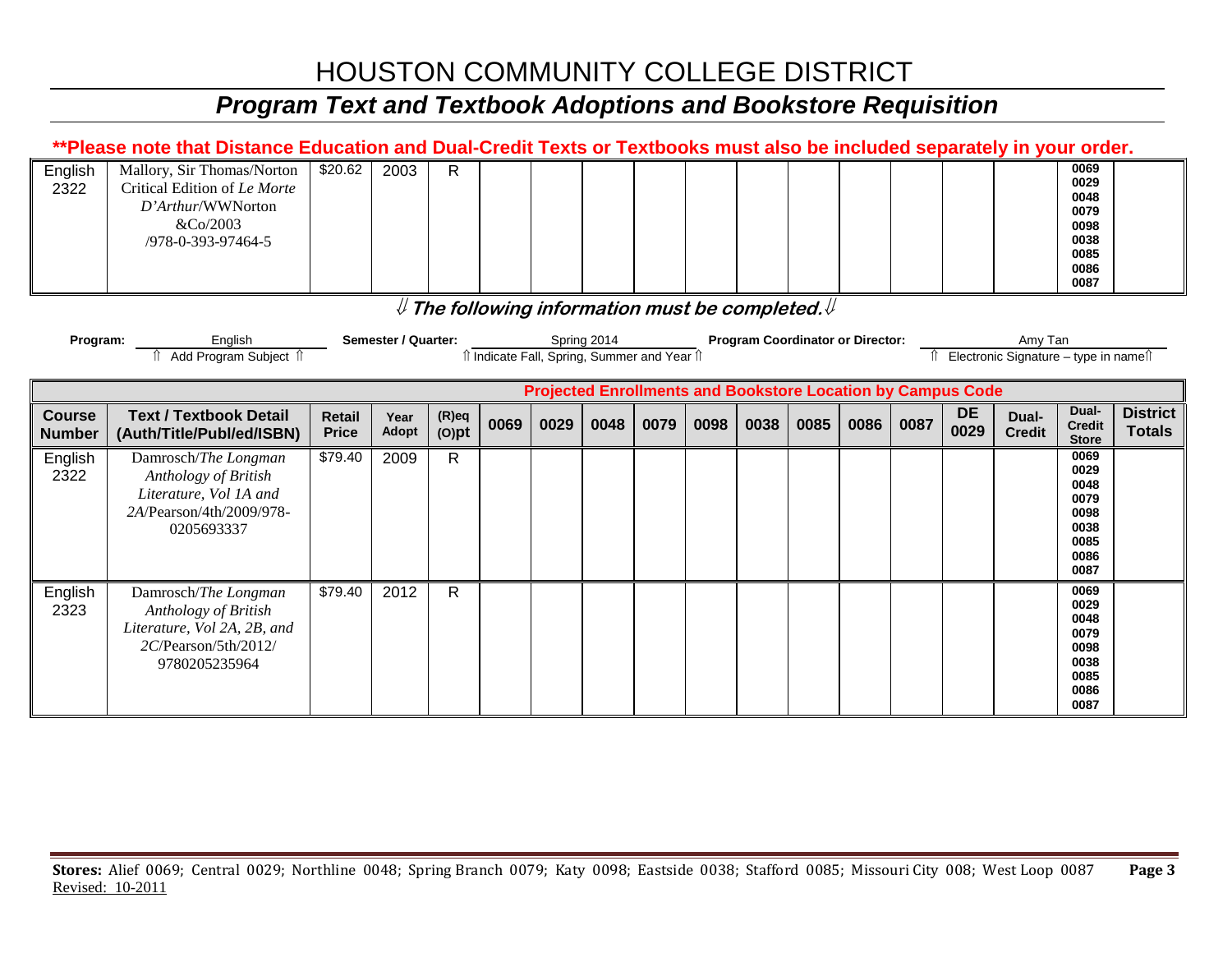# HOUSTON COMMUNITY COLLEGE DISTRICT

## *Program Text and Textbook Adoptions and Bookstore Requisition*

**\*\*Please note that Distance Education and Dual-Credit Texts or Textbooks must also be included separately in your order.**

| English 2322 | Mallory, Sir Thomas/Norton Critical Edition of *Le Morte D'Arthur*/WWNorton &Co/2003 /978-0-393-97464-5 | $20.62 | 2003 | R | | | | | | | | | | | | 0069 0029 0048 0079 0098 0038 0085 0086 0087 | |
|---|---|---|---|---|---|---|---|---|---|---|---|---|---|---|---|---|---|

⇓ ***The following information must be completed.*** ⇓

**Program:** English (⇑ Add Program Subject ⇑) **Semester / Quarter:** Spring 2014 (⇑ Indicate Fall, Spring, Summer and Year ⇑) **Program Coordinator or Director:** Amy Tan (⇑ Electronic Signature – type in name ⇑)

| | | | | | **Projected Enrollments and Bookstore Location by Campus Code** | | | | | | | | | | | | |
|---|---|---|---|---|---|---|---|---|---|---|---|---|---|---|---|---|---|
| **Course Number** | **Text / Textbook Detail (Auth/Title/Publ/ed/ISBN)** | **Retail Price** | **Year Adopt** | **(R)eq (O)pt** | **0069** | **0029** | **0048** | **0079** | **0098** | **0038** | **0085** | **0086** | **0087** | **DE 0029** | **Dual-Credit** | **Dual-Credit Store** | **District Totals** |
| English 2322 | Damrosch/*The Longman Anthology of British Literature, Vol 1A and 2A*/Pearson/4th/2009/978-0205693337 | $79.40 | 2009 | R | | | | | | | | | | | | 0069 0029 0048 0079 0098 0038 0085 0086 0087 | |
| English 2323 | Damrosch/*The Longman Anthology of British Literature, Vol 2A, 2B, and 2C*/Pearson/5th/2012/ 9780205235964 | $79.40 | 2012 | R | | | | | | | | | | | | 0069 0029 0048 0079 0098 0038 0085 0086 0087 | |

**Stores:** Alief 0069; Central 0029; Northline 0048; Spring Branch 0079; Katy 0098; Eastside 0038; Stafford 0085; Missouri City 008; West Loop 0087

Revised: 10-2011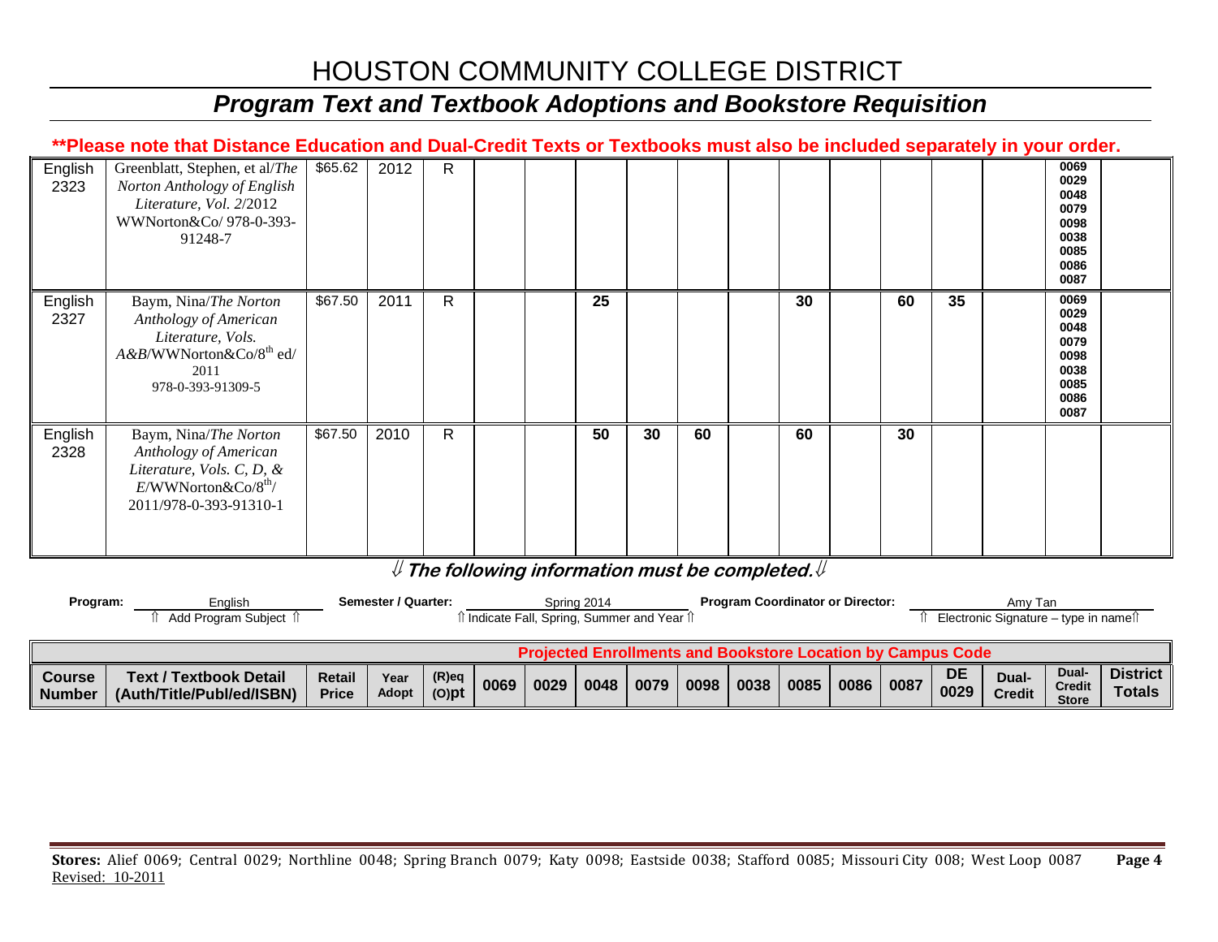# HOUSTON COMMUNITY COLLEGE DISTRICT

## *Program Text and Textbook Adoptions and Bookstore Requisition*

**\*\*Please note that Distance Education and Dual-Credit Texts or Textbooks must also be included separately in your order.**

| Course Number | Text / Textbook Detail (Auth/Title/Publ/ed/ISBN) | Retail Price | Year Adopt | (R)eq (O)pt | 0069 | 0029 | 0048 | 0079 | 0098 | 0038 | 0085 | 0086 | 0087 | DE 0029 | Dual-Credit | Dual-Credit Store | District Totals |
|---|---|---|---|---|---|---|---|---|---|---|---|---|---|---|---|---|---|
| English 2323 | Greenblatt, Stephen, et al/*The Norton Anthology of English Literature, Vol. 2*/2012 WWNorton&Co/ 978-0-393-91248-7 | $65.62 | 2012 | R | | | | | | | | | | | | 0069 0029 0048 0079 0098 0038 0085 0086 0087 | |
| English 2327 | Baym, Nina/*The Norton Anthology of American Literature, Vols. A&B*/WWNorton&Co/8th ed/ 2011 978-0-393-91309-5 | $67.50 | 2011 | R | | | 25 | | | | 30 | | 60 | 35 | | 0069 0029 0048 0079 0098 0038 0085 0086 0087 | |
| English 2328 | Baym, Nina/*The Norton Anthology of American Literature, Vols. C, D, & E*/WWNorton&Co/8th/ 2011/978-0-393-91310-1 | $67.50 | 2010 | R | | | 50 | 30 | 60 | | 60 | | 30 | | | | |

***⇓ The following information must be completed.⇓***

**Program:** English (⇑ Add Program Subject ⇑) **Semester / Quarter:** Spring 2014 (⇑ Indicate Fall, Spring, Summer and Year ⇑) **Program Coordinator or Director:** Amy Tan (⇑ Electronic Signature – type in name⇑)

**Projected Enrollments and Bookstore Location by Campus Code**

**Stores:** Alief 0069; Central 0029; Northline 0048; Spring Branch 0079; Katy 0098; Eastside 0038; Stafford 0085; Missouri City 008; West Loop 0087

Revised: 10-2011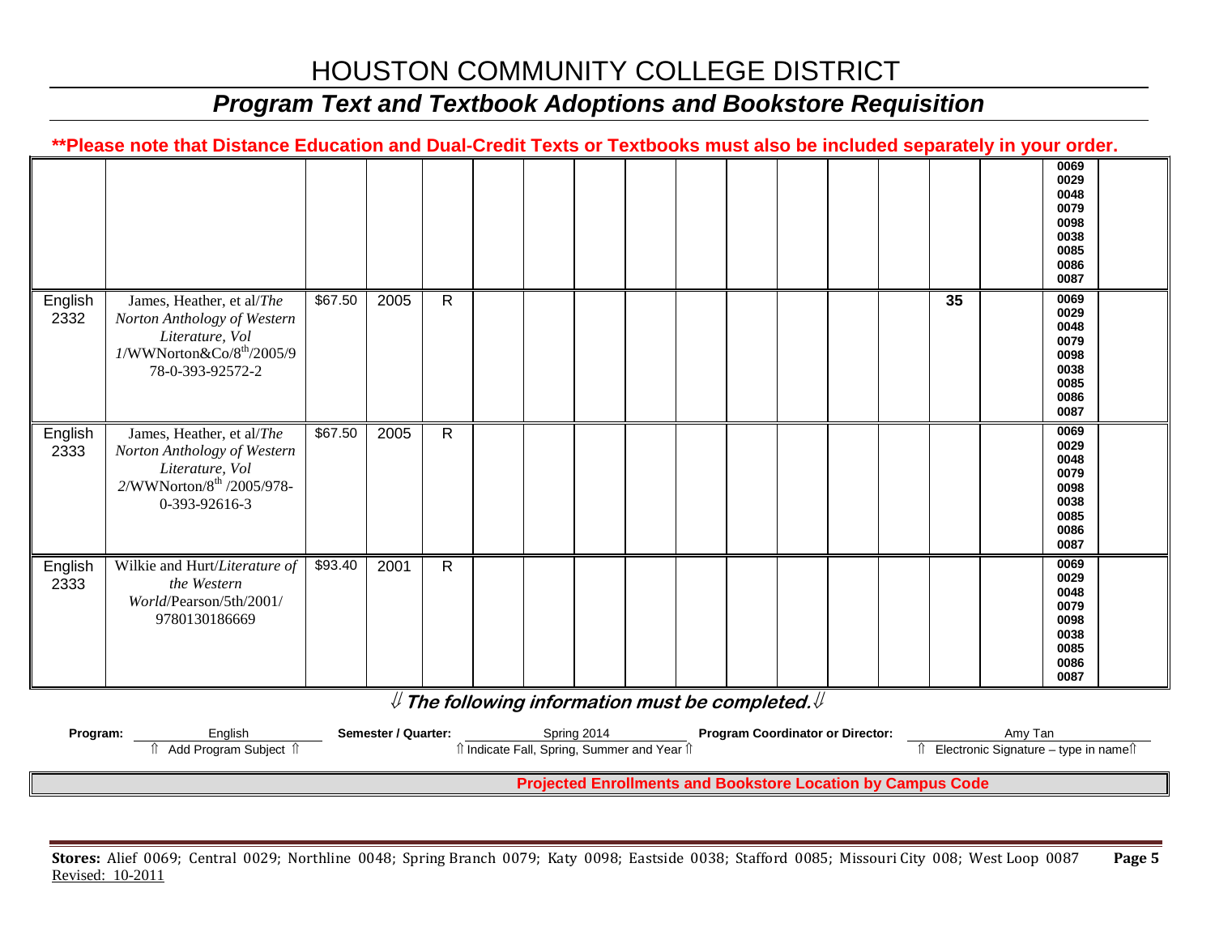# HOUSTON COMMUNITY COLLEGE DISTRICT

## *Program Text and Textbook Adoptions and Bookstore Requisition*

**\*\*Please note that Distance Education and Dual-Credit Texts or Textbooks must also be included separately in your order.**

| | | | | | | | | | | | | | | | | |
|---|---|---|---|---|---|---|---|---|---|---|---|---|---|---|---|---|
| | | | | | | | | | | | | | | | 0069 0029 0048 0079 0098 0038 0085 0086 0087 | |
| English 2332 | James, Heather, et al/*The Norton Anthology of Western Literature, Vol 1*/WWNorton&Co/8th/2005/978-0-393-92572-2 | $67.50 | 2005 | R | | | | | | | | | | 35 | 0069 0029 0048 0079 0098 0038 0085 0086 0087 | |
| English 2333 | James, Heather, et al/*The Norton Anthology of Western Literature, Vol 2*/WWNorton/8th /2005/978-0-393-92616-3 | $67.50 | 2005 | R | | | | | | | | | | | 0069 0029 0048 0079 0098 0038 0085 0086 0087 | |
| English 2333 | Wilkie and Hurt/*Literature of the Western World*/Pearson/5th/2001/ 9780130186669 | $93.40 | 2001 | R | | | | | | | | | | | 0069 0029 0048 0079 0098 0038 0085 0086 0087 | |

⇓ ***The following information must be completed.*** ⇓

**Program:** English (⇑ Add Program Subject ⇑) **Semester / Quarter:** Spring 2014 (⇑ Indicate Fall, Spring, Summer and Year ⇑) **Program Coordinator or Director:** Amy Tan (⇑ Electronic Signature – type in name ⇑)

**Projected Enrollments and Bookstore Location by Campus Code**

**Stores:** Alief 0069; Central 0029; Northline 0048; Spring Branch 0079; Katy 0098; Eastside 0038; Stafford 0085; Missouri City 008; West Loop 0087

Revised: 10-2011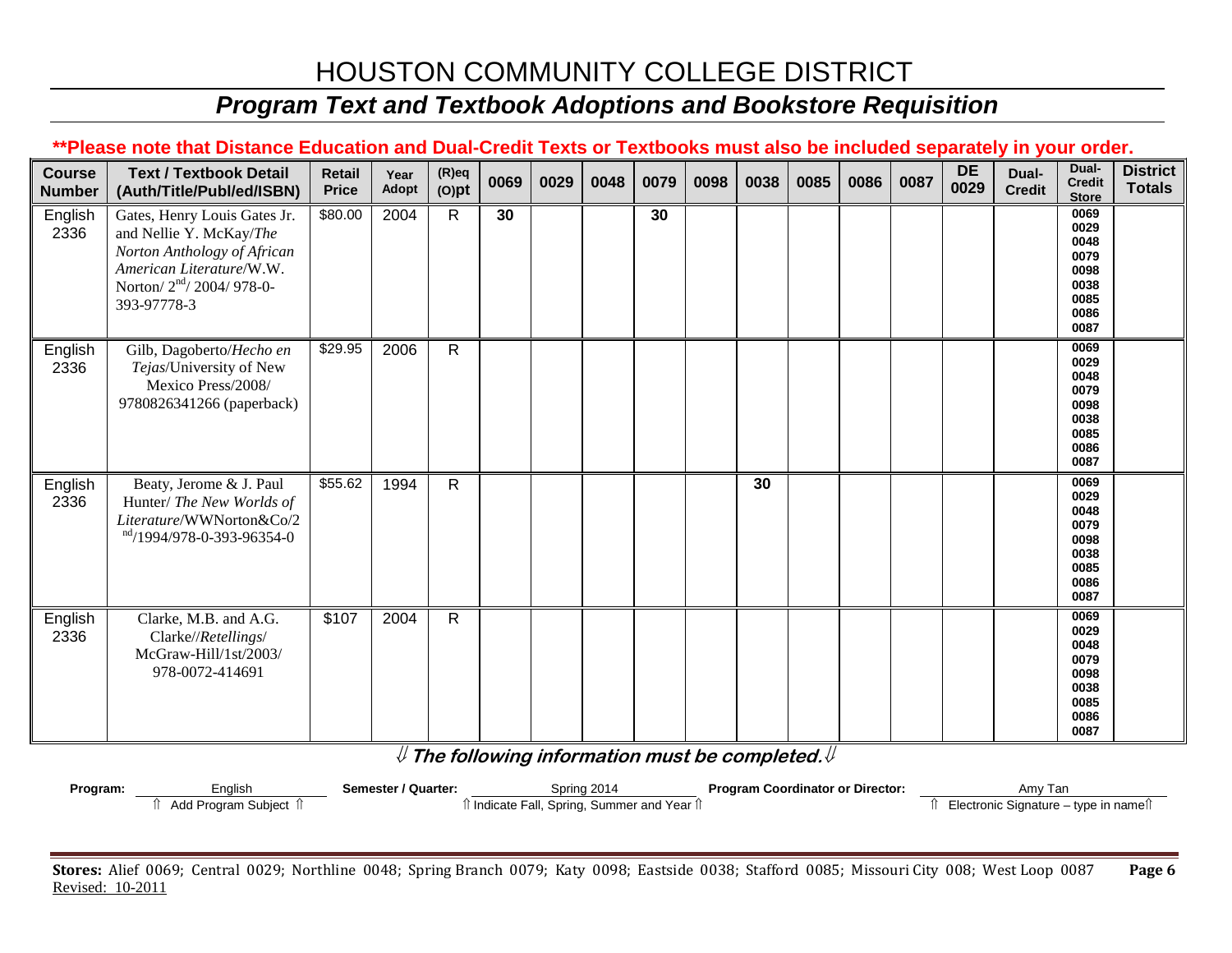# HOUSTON COMMUNITY COLLEGE DISTRICT

## *Program Text and Textbook Adoptions and Bookstore Requisition*

**\*\*Please note that Distance Education and Dual-Credit Texts or Textbooks must also be included separately in your order.**

| Course Number | Text / Textbook Detail (Auth/Title/Publ/ed/ISBN) | Retail Price | Year Adopt | (R)eq (O)pt | 0069 | 0029 | 0048 | 0079 | 0098 | 0038 | 0085 | 0086 | 0087 | DE 0029 | Dual-Credit | Dual-Credit Store | District Totals |
|---|---|---|---|---|---|---|---|---|---|---|---|---|---|---|---|---|---|
| English 2336 | Gates, Henry Louis Gates Jr. and Nellie Y. McKay/*The Norton Anthology of African American Literature*/W.W. Norton/ 2nd/ 2004/ 978-0-393-97778-3 | $80.00 | 2004 | R | **30** | | | **30** | | | | | | | | 0069 0029 0048 0079 0098 0038 0085 0086 0087 | |
| English 2336 | Gilb, Dagoberto/*Hecho en Tejas*/University of New Mexico Press/2008/ 9780826341266 (paperback) | $29.95 | 2006 | R | | | | | | | | | | | | 0069 0029 0048 0079 0098 0038 0085 0086 0087 | |
| English 2336 | Beaty, Jerome & J. Paul Hunter/ *The New Worlds of Literature*/WWNorton&Co/2nd/1994/978-0-393-96354-0 | $55.62 | 1994 | R | | | | | | **30** | | | | | | 0069 0029 0048 0079 0098 0038 0085 0086 0087 | |
| English 2336 | Clarke, M.B. and A.G. Clarke//*Retellings*/ McGraw-Hill/1st/2003/ 978-0072-414691 | $107 | 2004 | R | | | | | | | | | | | | 0069 0029 0048 0079 0098 0038 0085 0086 0087 | |

⇓ ***The following information must be completed.*** ⇓

**Program:** English (⇑ Add Program Subject ⇑) **Semester / Quarter:** Spring 2014 (⇑ Indicate Fall, Spring, Summer and Year ⇑) **Program Coordinator or Director:** Amy Tan (⇑ Electronic Signature – type in name ⇑)

**Stores:** Alief 0069; Central 0029; Northline 0048; Spring Branch 0079; Katy 0098; Eastside 0038; Stafford 0085; Missouri City 008; West Loop 0087

Revised: 10-2011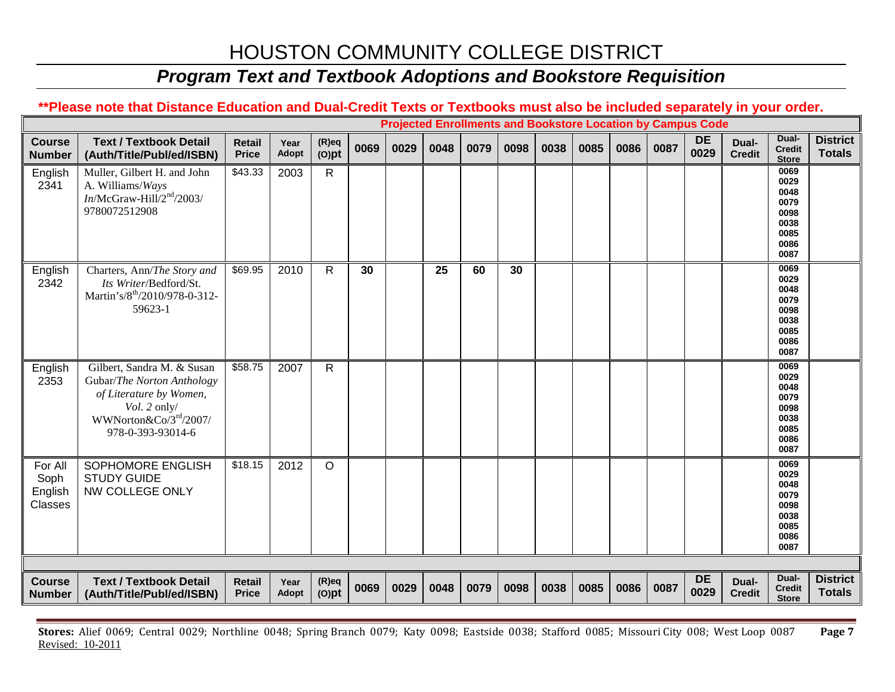# HOUSTON COMMUNITY COLLEGE DISTRICT

## *Program Text and Textbook Adoptions and Bookstore Requisition*

**\*\*Please note that Distance Education and Dual-Credit Texts or Textbooks must also be included separately in your order.**

| | | | | | **Projected Enrollments and Bookstore Location by Campus Code** | | | | | | | | | | | | |
|---|---|---|---|---|---|---|---|---|---|---|---|---|---|---|---|---|---|
| **Course Number** | **Text / Textbook Detail (Auth/Title/Publ/ed/ISBN)** | **Retail Price** | **Year Adopt** | **(R)eq (O)pt** | **0069** | **0029** | **0048** | **0079** | **0098** | **0038** | **0085** | **0086** | **0087** | **DE 0029** | **Dual-Credit** | **Dual-Credit Store** | **District Totals** |
| English 2341 | Muller, Gilbert H. and John A. Williams/*Ways In*/McGraw-Hill/2nd/2003/ 9780072512908 | $43.33 | 2003 | R | | | | | | | | | | | | 0069 0029 0048 0079 0098 0038 0085 0086 0087 | |
| English 2342 | Charters, Ann/*The Story and Its Writer*/Bedford/St. Martin's/8th/2010/978-0-312-59623-1 | $69.95 | 2010 | R | **30** | | **25** | **60** | **30** | | | | | | | 0069 0029 0048 0079 0098 0038 0085 0086 0087 | |
| English 2353 | Gilbert, Sandra M. & Susan Gubar/*The Norton Anthology of Literature by Women, Vol. 2* only/ WWNorton&Co/3rd/2007/ 978-0-393-93014-6 | $58.75 | 2007 | R | | | | | | | | | | | | 0069 0029 0048 0079 0098 0038 0085 0086 0087 | |
| For All Soph English Classes | SOPHOMORE ENGLISH STUDY GUIDE NW COLLEGE ONLY | $18.15 | 2012 | O | | | | | | | | | | | | 0069 0029 0048 0079 0098 0038 0085 0086 0087 | |
| **Course Number** | **Text / Textbook Detail (Auth/Title/Publ/ed/ISBN)** | **Retail Price** | **Year Adopt** | **(R)eq (O)pt** | **0069** | **0029** | **0048** | **0079** | **0098** | **0038** | **0085** | **0086** | **0087** | **DE 0029** | **Dual-Credit** | **Dual-Credit Store** | **District Totals** |

**Stores:** Alief 0069; Central 0029; Northline 0048; Spring Branch 0079; Katy 0098; Eastside 0038; Stafford 0085; Missouri City 008; West Loop 0087

Revised: 10-2011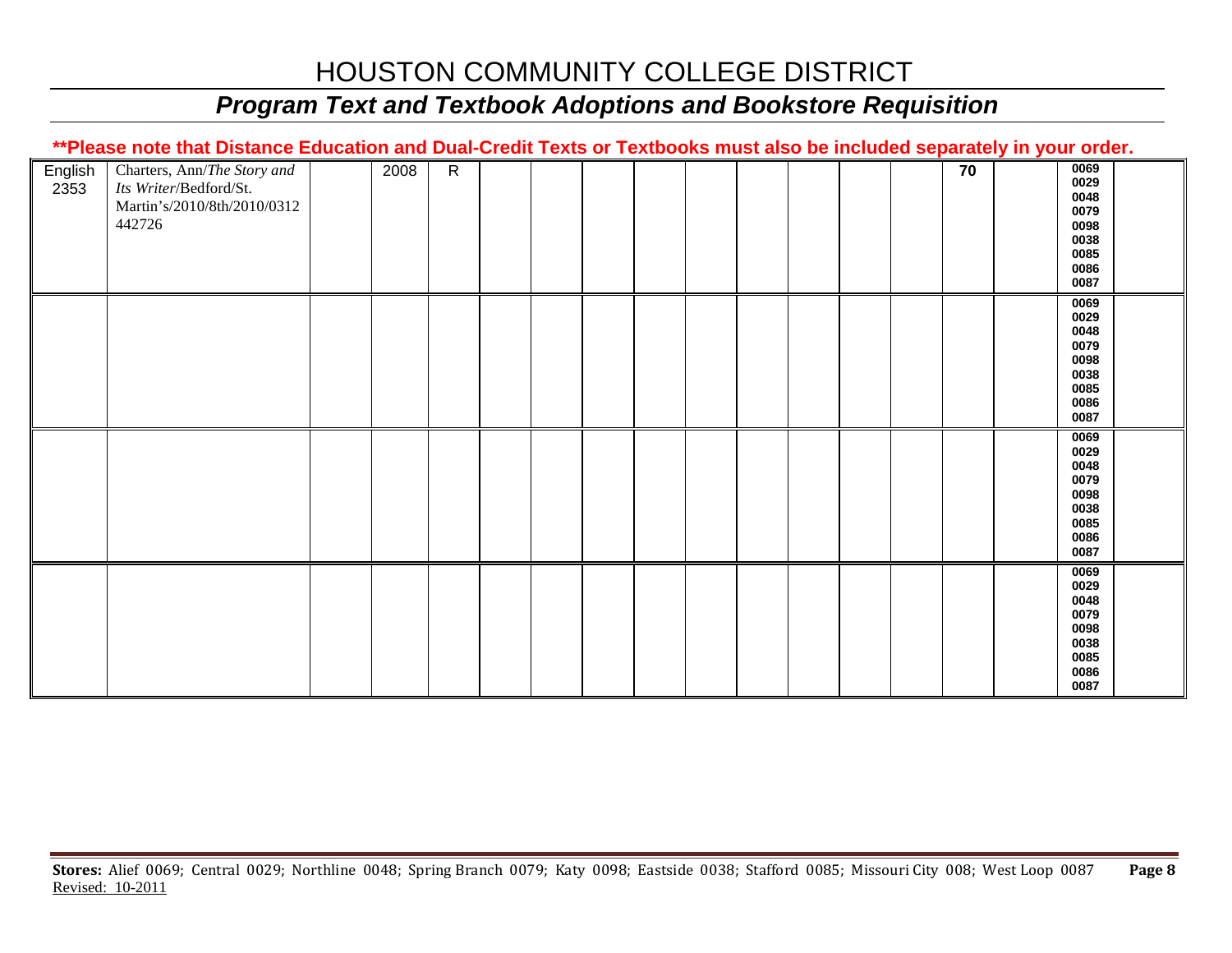# HOUSTON COMMUNITY COLLEGE DISTRICT

## *Program Text and Textbook Adoptions and Bookstore Requisition*

**\*\*Please note that Distance Education and Dual-Credit Texts or Textbooks must also be included separately in your order.**

| | | | | | | | | | | | | | | | | | |
|---|---|---|---|---|---|---|---|---|---|---|---|---|---|---|---|---|---|
| English 2353 | Charters, Ann/*The Story and Its Writer*/Bedford/St. Martin's/2010/8th/2010/0312442726 | | 2008 | R | | | | | | | | | | **70** | | **0069 0029 0048 0079 0098 0038 0085 0086 0087** | |
| | | | | | | | | | | | | | | | | **0069 0029 0048 0079 0098 0038 0085 0086 0087** | |
| | | | | | | | | | | | | | | | | **0069 0029 0048 0079 0098 0038 0085 0086 0087** | |
| | | | | | | | | | | | | | | | | **0069 0029 0048 0079 0098 0038 0085 0086 0087** | |